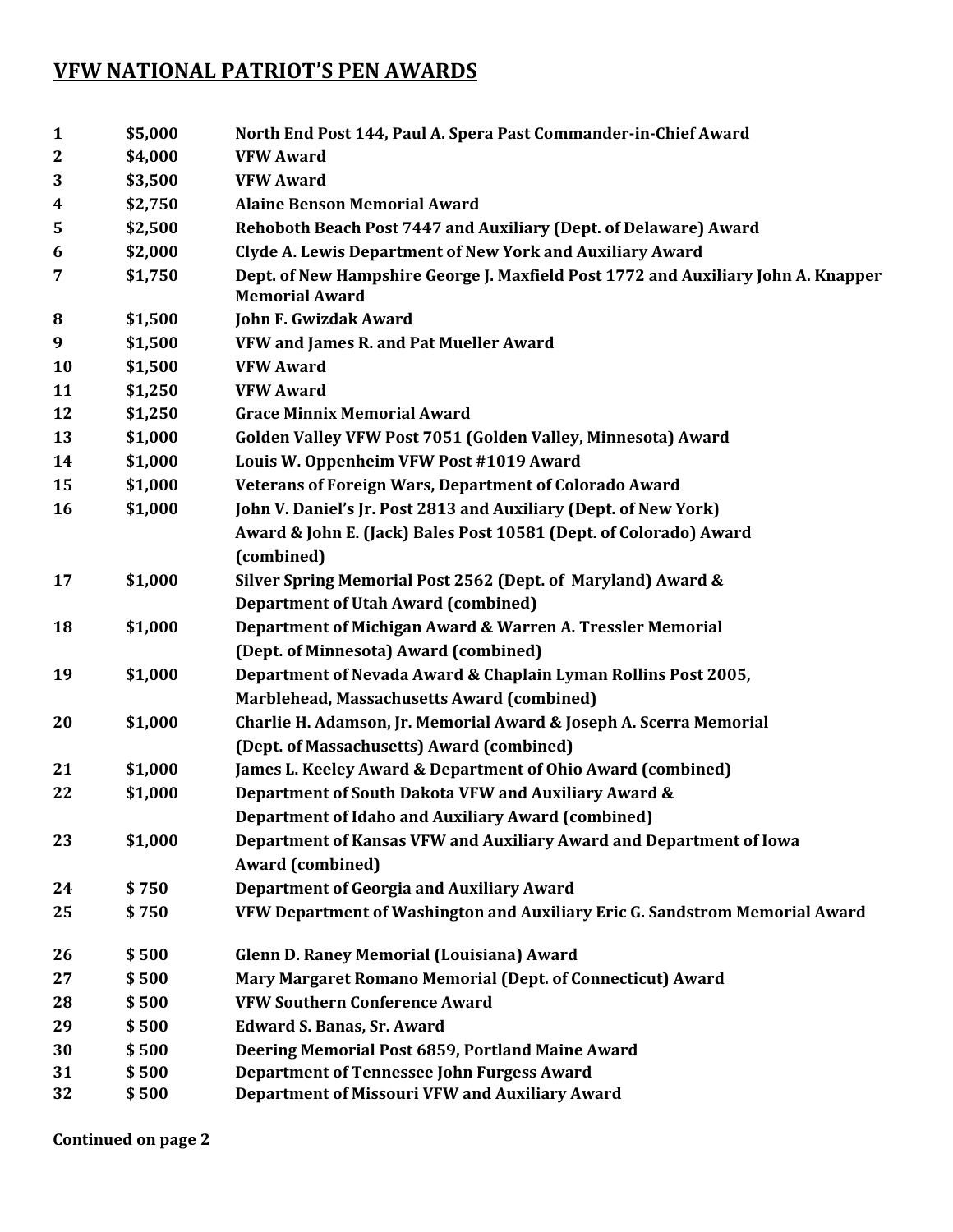## VFW NATIONAL PATRIOT'S PEN AWARDS

| | | |
|---|---|---|
| 1 | $5,000 | North End Post 144, Paul A. Spera Past Commander-in-Chief Award |
| 2 | $4,000 | VFW Award |
| 3 | $3,500 | VFW Award |
| 4 | $2,750 | Alaine Benson Memorial Award |
| 5 | $2,500 | Rehoboth Beach Post 7447 and Auxiliary (Dept. of Delaware) Award |
| 6 | $2,000 | Clyde A. Lewis Department of New York and Auxiliary Award |
| 7 | $1,750 | Dept. of New Hampshire George J. Maxfield Post 1772 and Auxiliary John A. Knapper Memorial Award |
| 8 | $1,500 | John F. Gwizdak Award |
| 9 | $1,500 | VFW and James R. and Pat Mueller Award |
| 10 | $1,500 | VFW Award |
| 11 | $1,250 | VFW Award |
| 12 | $1,250 | Grace Minnix Memorial Award |
| 13 | $1,000 | Golden Valley VFW Post 7051 (Golden Valley, Minnesota) Award |
| 14 | $1,000 | Louis W. Oppenheim VFW Post #1019 Award |
| 15 | $1,000 | Veterans of Foreign Wars, Department of Colorado Award |
| 16 | $1,000 | John V. Daniel's Jr. Post 2813 and Auxiliary (Dept. of New York) Award & John E. (Jack) Bales Post 10581 (Dept. of Colorado) Award (combined) |
| 17 | $1,000 | Silver Spring Memorial Post 2562 (Dept. of Maryland) Award & Department of Utah Award (combined) |
| 18 | $1,000 | Department of Michigan Award & Warren A. Tressler Memorial (Dept. of Minnesota) Award (combined) |
| 19 | $1,000 | Department of Nevada Award & Chaplain Lyman Rollins Post 2005, Marblehead, Massachusetts Award (combined) |
| 20 | $1,000 | Charlie H. Adamson, Jr. Memorial Award & Joseph A. Scerra Memorial (Dept. of Massachusetts) Award (combined) |
| 21 | $1,000 | James L. Keeley Award & Department of Ohio Award (combined) |
| 22 | $1,000 | Department of South Dakota VFW and Auxiliary Award & Department of Idaho and Auxiliary Award (combined) |
| 23 | $1,000 | Department of Kansas VFW and Auxiliary Award and Department of Iowa Award (combined) |
| 24 | $ 750 | Department of Georgia and Auxiliary Award |
| 25 | $ 750 | VFW Department of Washington and Auxiliary Eric G. Sandstrom Memorial Award |
| 26 | $ 500 | Glenn D. Raney Memorial (Louisiana) Award |
| 27 | $ 500 | Mary Margaret Romano Memorial (Dept. of Connecticut) Award |
| 28 | $ 500 | VFW Southern Conference Award |
| 29 | $ 500 | Edward S. Banas, Sr. Award |
| 30 | $ 500 | Deering Memorial Post 6859, Portland Maine Award |
| 31 | $ 500 | Department of Tennessee John Furgess Award |
| 32 | $ 500 | Department of Missouri VFW and Auxiliary Award |

**Continued on page 2**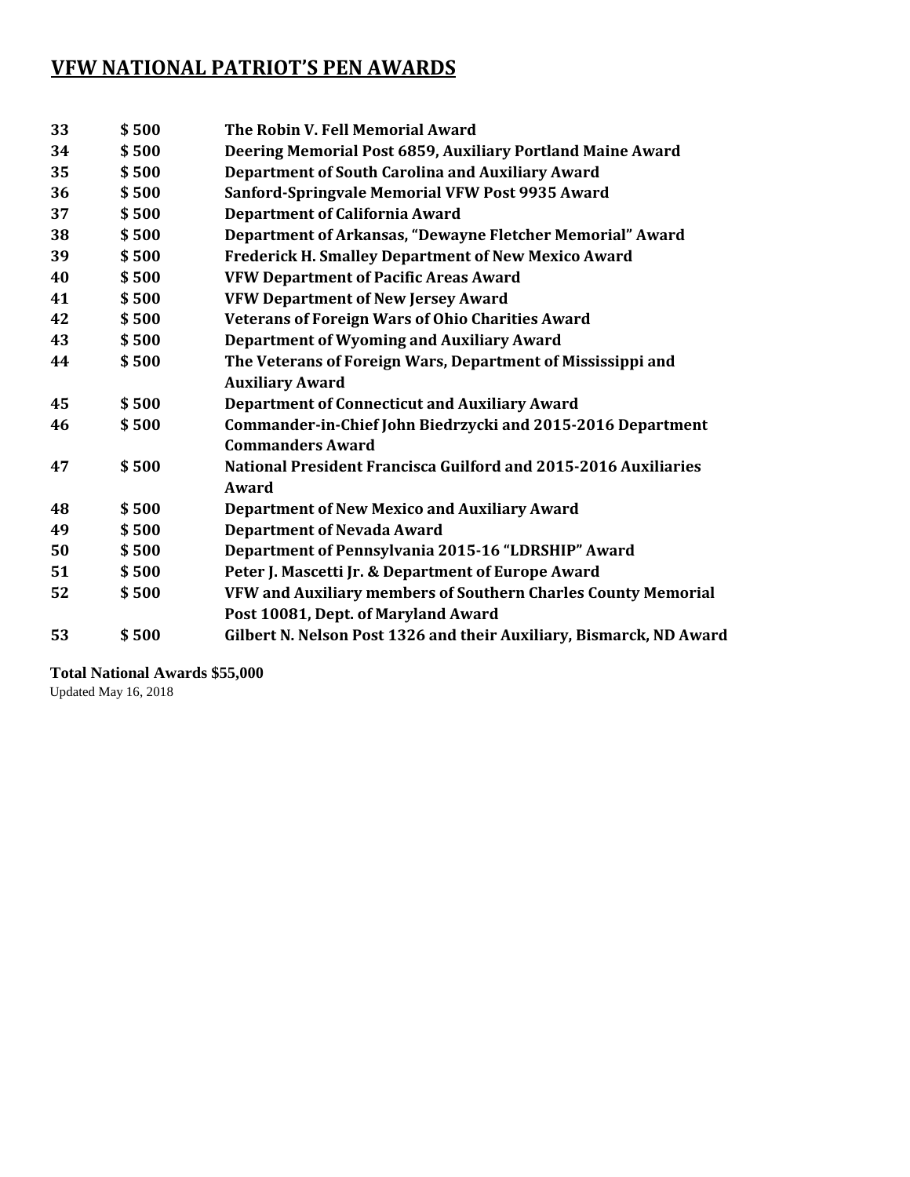## VFW NATIONAL PATRIOT'S PEN AWARDS

| | | |
|---|---|---|
| **33** | **$ 500** | **The Robin V. Fell Memorial Award** |
| **34** | **$ 500** | **Deering Memorial Post 6859, Auxiliary Portland Maine Award** |
| **35** | **$ 500** | **Department of South Carolina and Auxiliary Award** |
| **36** | **$ 500** | **Sanford-Springvale Memorial VFW Post 9935 Award** |
| **37** | **$ 500** | **Department of California Award** |
| **38** | **$ 500** | **Department of Arkansas, "Dewayne Fletcher Memorial" Award** |
| **39** | **$ 500** | **Frederick H. Smalley Department of New Mexico Award** |
| **40** | **$ 500** | **VFW Department of Pacific Areas Award** |
| **41** | **$ 500** | **VFW Department of New Jersey Award** |
| **42** | **$ 500** | **Veterans of Foreign Wars of Ohio Charities Award** |
| **43** | **$ 500** | **Department of Wyoming and Auxiliary Award** |
| **44** | **$ 500** | **The Veterans of Foreign Wars, Department of Mississippi and Auxiliary Award** |
| **45** | **$ 500** | **Department of Connecticut and Auxiliary Award** |
| **46** | **$ 500** | **Commander-in-Chief John Biedrzycki and 2015-2016 Department Commanders Award** |
| **47** | **$ 500** | **National President Francisca Guilford and 2015-2016 Auxiliaries Award** |
| **48** | **$ 500** | **Department of New Mexico and Auxiliary Award** |
| **49** | **$ 500** | **Department of Nevada Award** |
| **50** | **$ 500** | **Department of Pennsylvania 2015-16 "LDRSHIP" Award** |
| **51** | **$ 500** | **Peter J. Mascetti Jr. & Department of Europe Award** |
| **52** | **$ 500** | **VFW and Auxiliary members of Southern Charles County Memorial Post 10081, Dept. of Maryland Award** |
| **53** | **$ 500** | **Gilbert N. Nelson Post 1326 and their Auxiliary, Bismarck, ND Award** |

**Total National Awards $55,000**

Updated May 16, 2018